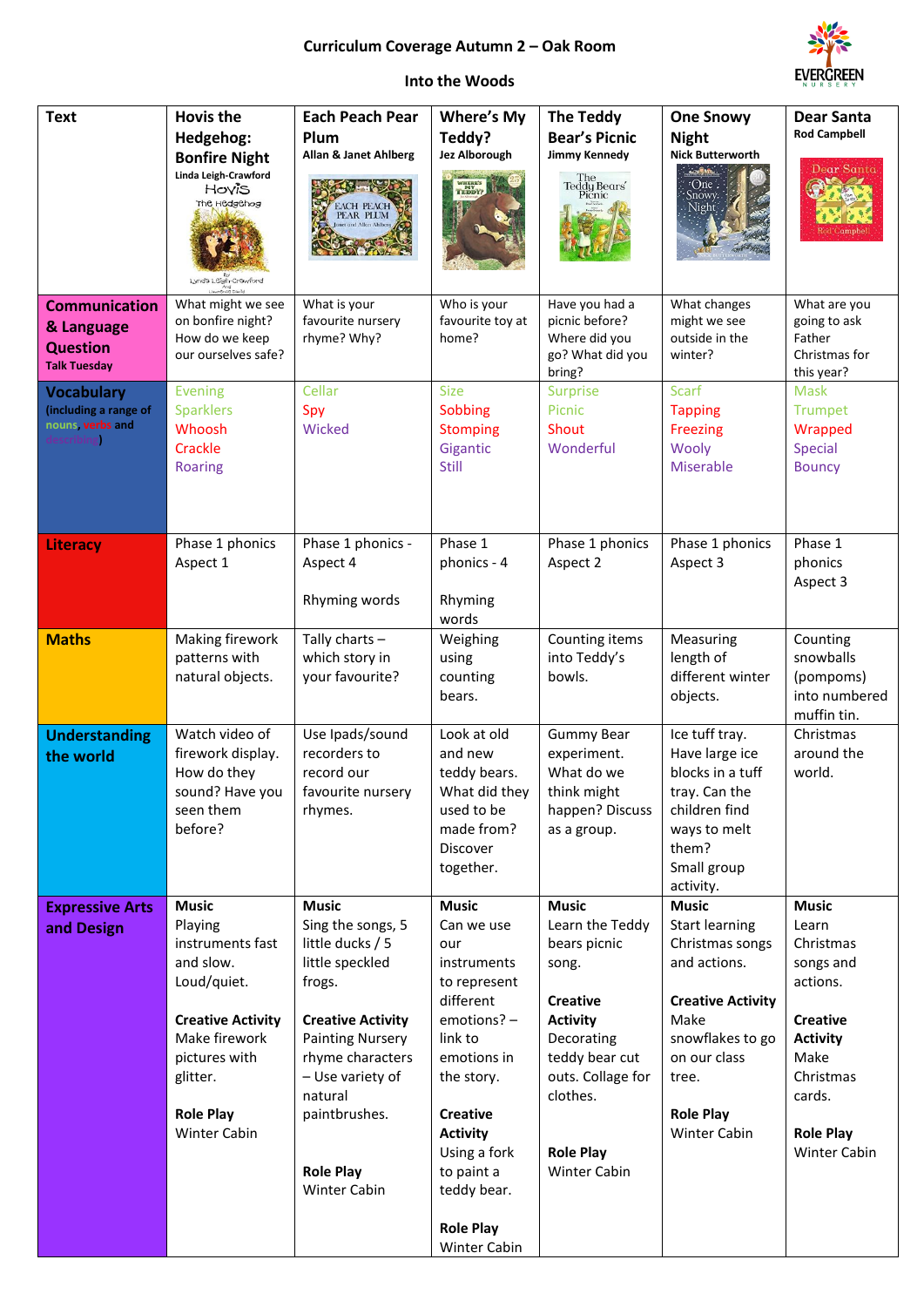# Curriculum Coverage Autumn 2 – Oak Room

## Into the Woods

| Text | Hovis the Hedgehog: Bonfire Night<br>Linda Leigh-Crawford | Each Peach Pear Plum<br>Allan & Janet Ahlberg | Where's My Teddy?<br>Jez Alborough | The Teddy Bear's Picnic<br>Jimmy Kennedy | One Snowy Night<br>Nick Butterworth | Dear Santa<br>Rod Campbell |
|---|---|---|---|---|---|---|
| **Communication & Language Question**<br>Talk Tuesday | What might we see on bonfire night? How do we keep our ourselves safe? | What is your favourite nursery rhyme? Why? | Who is your favourite toy at home? | Have you had a picnic before? Where did you go? What did you bring? | What changes might we see outside in the winter? | What are you going to ask Father Christmas for this year? |
| **Vocabulary**<br>(including a range of nouns, verbs and describing) | Evening<br>Sparklers<br>Whoosh<br>Crackle<br>Roaring | Cellar<br>Spy<br>Wicked | Size<br>Sobbing<br>Stomping<br>Gigantic<br>Still | Surprise<br>Picnic<br>Shout<br>Wonderful | Scarf<br>Tapping<br>Freezing<br>Wooly<br>Miserable | Mask<br>Trumpet<br>Wrapped<br>Special<br>Bouncy |
| **Literacy** | Phase 1 phonics Aspect 1 | Phase 1 phonics - Aspect 4<br><br>Rhyming words | Phase 1 phonics - 4<br><br>Rhyming words | Phase 1 phonics Aspect 2 | Phase 1 phonics Aspect 3 | Phase 1 phonics Aspect 3 |
| **Maths** | Making firework patterns with natural objects. | Tally charts – which story in your favourite? | Weighing using counting bears. | Counting items into Teddy's bowls. | Measuring length of different winter objects. | Counting snowballs (pompoms) into numbered muffin tin. |
| **Understanding the world** | Watch video of firework display. How do they sound? Have you seen them before? | Use Ipads/sound recorders to record our favourite nursery rhymes. | Look at old and new teddy bears. What did they used to be made from? Discover together. | Gummy Bear experiment. What do we think might happen? Discuss as a group. | Ice tuff tray. Have large ice blocks in a tuff tray. Can the children find ways to melt them? Small group activity. | Christmas around the world. |
| **Expressive Arts and Design** | **Music**<br>Playing instruments fast and slow. Loud/quiet.<br><br>**Creative Activity**<br>Make firework pictures with glitter.<br><br>**Role Play**<br>Winter Cabin | **Music**<br>Sing the songs, 5 little ducks / 5 little speckled frogs.<br><br>**Creative Activity**<br>Painting Nursery rhyme characters – Use variety of natural paintbrushes.<br><br>**Role Play**<br>Winter Cabin | **Music**<br>Can we use our instruments to represent different emotions? – link to emotions in the story.<br><br>**Creative Activity**<br>Using a fork to paint a teddy bear.<br><br>**Role Play**<br>Winter Cabin | **Music**<br>Learn the Teddy bears picnic song.<br><br>**Creative Activity**<br>Decorating teddy bear cut outs. Collage for clothes.<br><br>**Role Play**<br>Winter Cabin | **Music**<br>Start learning Christmas songs and actions.<br><br>**Creative Activity**<br>Make snowflakes to go on our class tree.<br><br>**Role Play**<br>Winter Cabin | **Music**<br>Learn Christmas songs and actions.<br><br>**Creative Activity**<br>Make Christmas cards.<br><br>**Role Play**<br>Winter Cabin |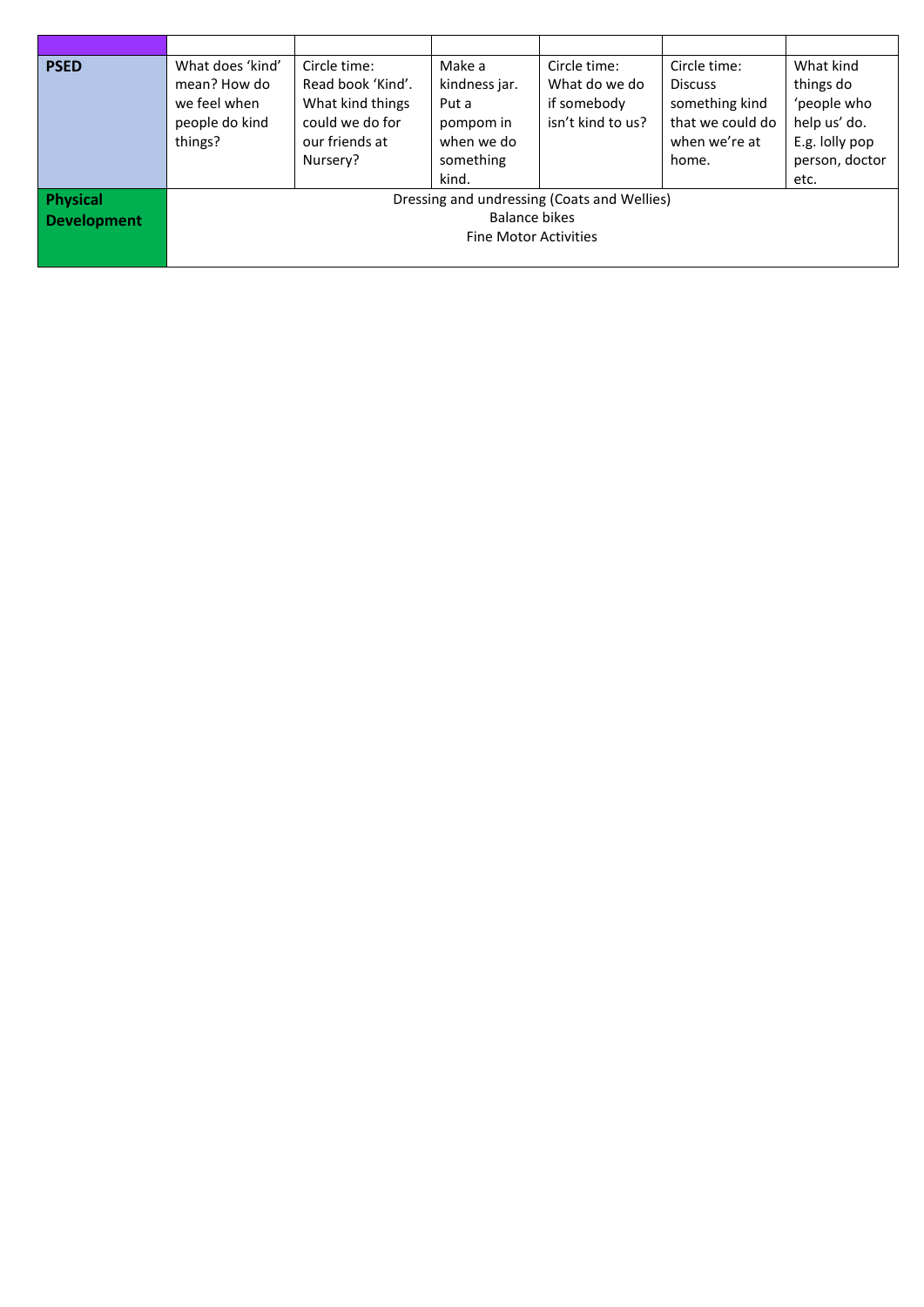| | | | | | | |
|---|---|---|---|---|---|---|
| **PSED** | What does 'kind' mean? How do we feel when people do kind things? | Circle time: Read book 'Kind'. What kind things could we do for our friends at Nursery? | Make a kindness jar. Put a pompom in when we do something kind. | Circle time: What do we do if somebody isn't kind to us? | Circle time: Discuss something kind that we could do when we're at home. | What kind things do 'people who help us' do. E.g. lolly pop person, doctor etc. |
| **Physical Development** | Dressing and undressing (Coats and Wellies)<br>Balance bikes<br>Fine Motor Activities | | | | | |